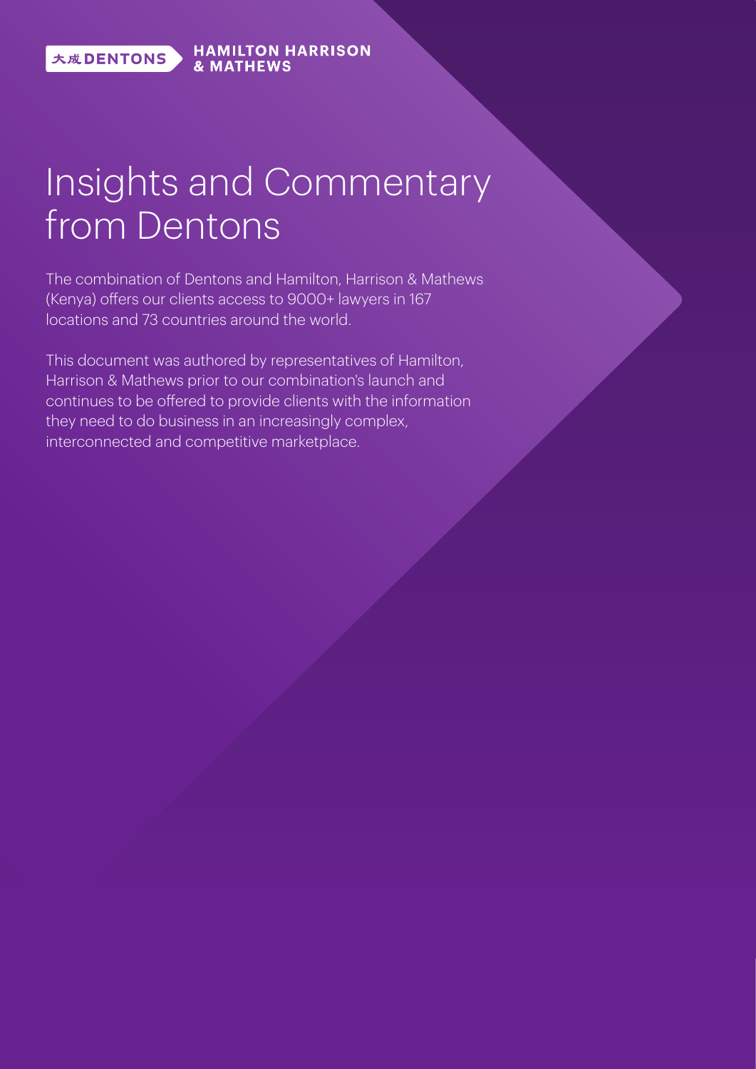大成 DENTONS | HAMILTON HARRISON & MATHEWS

# Insights and Commentary from Dentons

The combination of Dentons and Hamilton, Harrison & Mathews (Kenya) offers our clients access to 9000+ lawyers in 167 locations and 73 countries around the world.

This document was authored by representatives of Hamilton, Harrison & Mathews prior to our combination's launch and continues to be offered to provide clients with the information they need to do business in an increasingly complex, interconnected and competitive marketplace.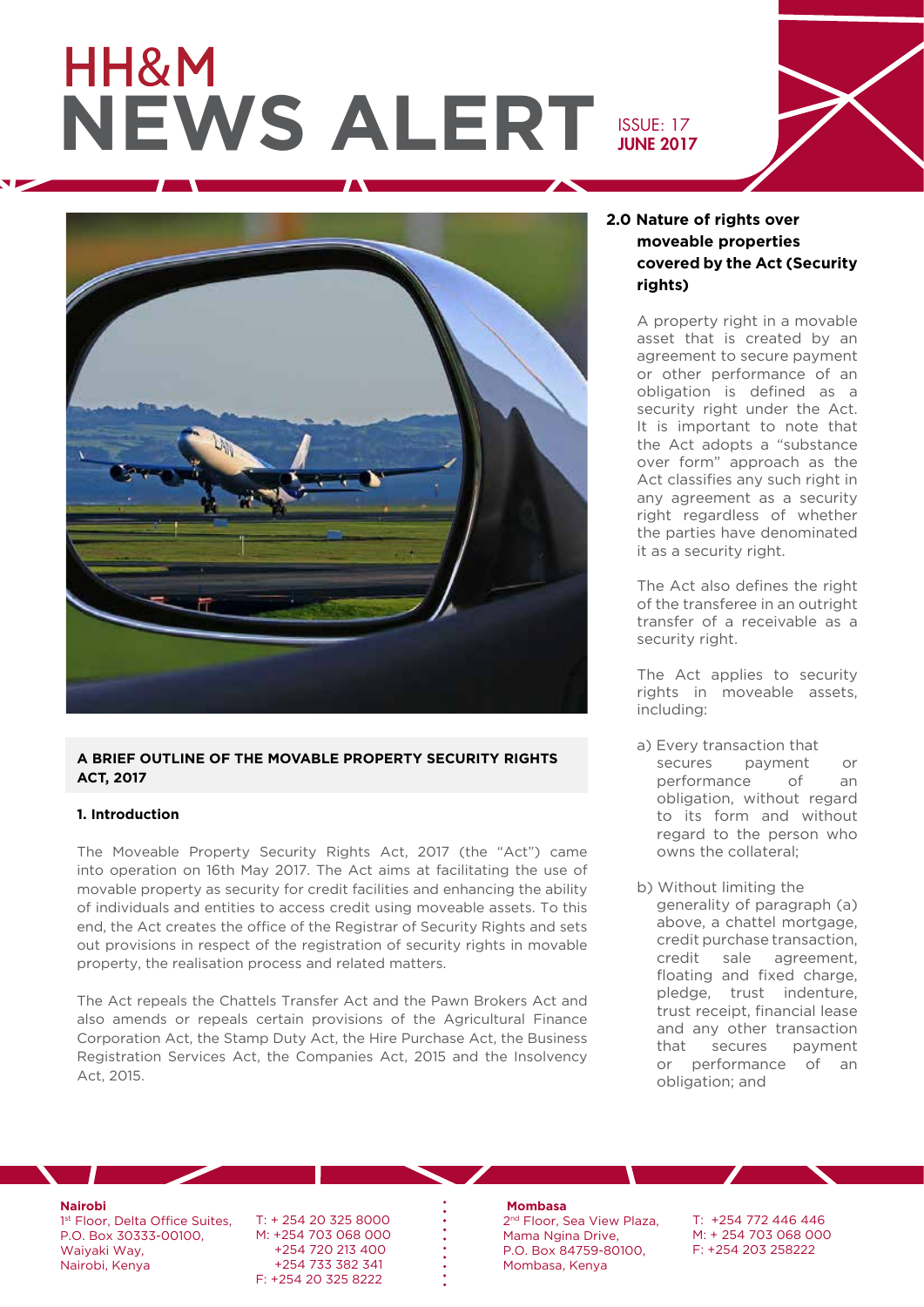# HH&M NEWS ALERT

ISSUE: 17
JUNE 2017

**A BRIEF OUTLINE OF THE MOVABLE PROPERTY SECURITY RIGHTS ACT, 2017**

## 1. Introduction

The Moveable Property Security Rights Act, 2017 (the "Act") came into operation on 16th May 2017. The Act aims at facilitating the use of movable property as security for credit facilities and enhancing the ability of individuals and entities to access credit using moveable assets. To this end, the Act creates the office of the Registrar of Security Rights and sets out provisions in respect of the registration of security rights in movable property, the realisation process and related matters.

The Act repeals the Chattels Transfer Act and the Pawn Brokers Act and also amends or repeals certain provisions of the Agricultural Finance Corporation Act, the Stamp Duty Act, the Hire Purchase Act, the Business Registration Services Act, the Companies Act, 2015 and the Insolvency Act, 2015.

## 2.0 Nature of rights over moveable properties covered by the Act (Security rights)

A property right in a movable asset that is created by an agreement to secure payment or other performance of an obligation is defined as a security right under the Act. It is important to note that the Act adopts a "substance over form" approach as the Act classifies any such right in any agreement as a security right regardless of whether the parties have denominated it as a security right.

The Act also defines the right of the transferee in an outright transfer of a receivable as a security right.

The Act applies to security rights in moveable assets, including:

a) Every transaction that secures payment or performance of an obligation, without regard to its form and without regard to the person who owns the collateral;

b) Without limiting the generality of paragraph (a) above, a chattel mortgage, credit purchase transaction, credit sale agreement, floating and fixed charge, pledge, trust indenture, trust receipt, financial lease and any other transaction that secures payment or performance of an obligation; and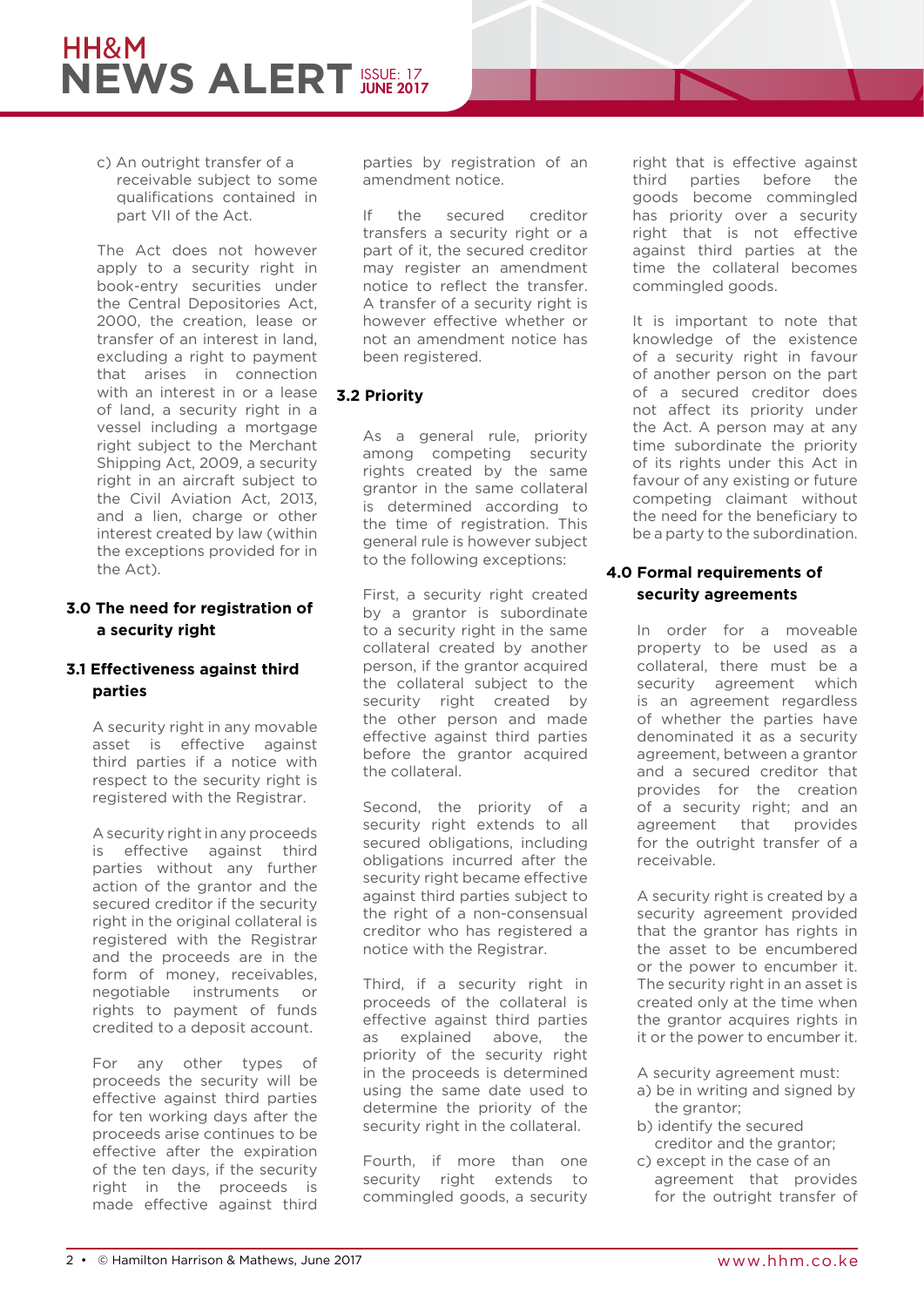c) An outright transfer of a receivable subject to some qualifications contained in part VII of the Act.

The Act does not however apply to a security right in book-entry securities under the Central Depositories Act, 2000, the creation, lease or transfer of an interest in land, excluding a right to payment that arises in connection with an interest in or a lease of land, a security right in a vessel including a mortgage right subject to the Merchant Shipping Act, 2009, a security right in an aircraft subject to the Civil Aviation Act, 2013, and a lien, charge or other interest created by law (within the exceptions provided for in the Act).

## 3.0 The need for registration of a security right

### 3.1 Effectiveness against third parties

A security right in any movable asset is effective against third parties if a notice with respect to the security right is registered with the Registrar.

A security right in any proceeds is effective against third parties without any further action of the grantor and the secured creditor if the security right in the original collateral is registered with the Registrar and the proceeds are in the form of money, receivables, negotiable instruments or rights to payment of funds credited to a deposit account.

For any other types of proceeds the security will be effective against third parties for ten working days after the proceeds arise continues to be effective after the expiration of the ten days, if the security right in the proceeds is made effective against third parties by registration of an amendment notice.

If the secured creditor transfers a security right or a part of it, the secured creditor may register an amendment notice to reflect the transfer. A transfer of a security right is however effective whether or not an amendment notice has been registered.

### 3.2 Priority

As a general rule, priority among competing security rights created by the same grantor in the same collateral is determined according to the time of registration. This general rule is however subject to the following exceptions:

First, a security right created by a grantor is subordinate to a security right in the same collateral created by another person, if the grantor acquired the collateral subject to the security right created by the other person and made effective against third parties before the grantor acquired the collateral.

Second, the priority of a security right extends to all secured obligations, including obligations incurred after the security right became effective against third parties subject to the right of a non-consensual creditor who has registered a notice with the Registrar.

Third, if a security right in proceeds of the collateral is effective against third parties as explained above, the priority of the security right in the proceeds is determined using the same date used to determine the priority of the security right in the collateral.

Fourth, if more than one security right extends to commingled goods, a security right that is effective against third parties before the goods become commingled has priority over a security right that is not effective against third parties at the time the collateral becomes commingled goods.

It is important to note that knowledge of the existence of a security right in favour of another person on the part of a secured creditor does not affect its priority under the Act. A person may at any time subordinate the priority of its rights under this Act in favour of any existing or future competing claimant without the need for the beneficiary to be a party to the subordination.

## 4.0 Formal requirements of security agreements

In order for a moveable property to be used as a collateral, there must be a security agreement which is an agreement regardless of whether the parties have denominated it as a security agreement, between a grantor and a secured creditor that provides for the creation of a security right; and an agreement that provides for the outright transfer of a receivable.

A security right is created by a security agreement provided that the grantor has rights in the asset to be encumbered or the power to encumber it. The security right in an asset is created only at the time when the grantor acquires rights in it or the power to encumber it.

A security agreement must:

a) be in writing and signed by the grantor;

b) identify the secured creditor and the grantor;

c) except in the case of an agreement that provides for the outright transfer of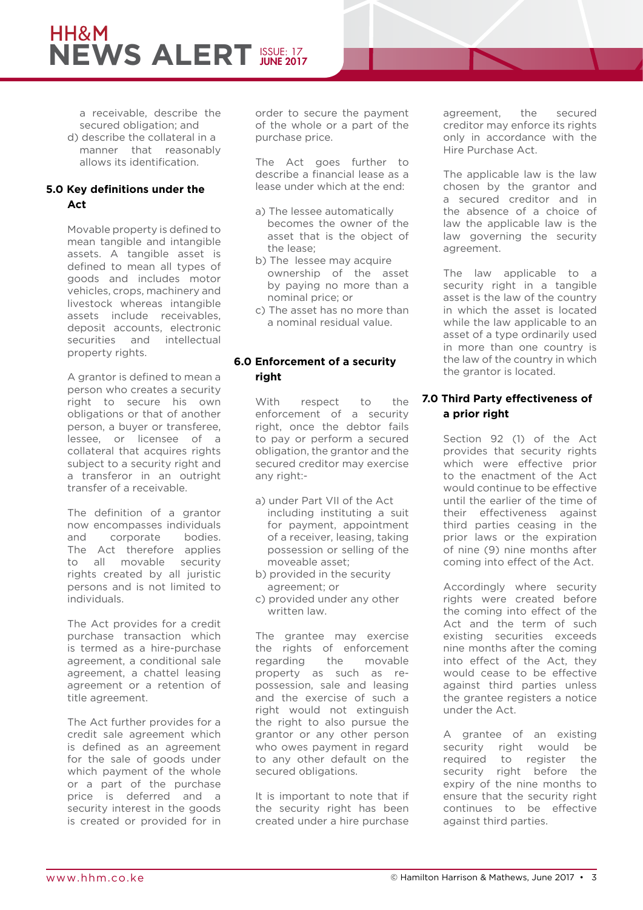a receivable, describe the secured obligation; and

d) describe the collateral in a manner that reasonably allows its identification.

## 5.0 Key definitions under the Act

Movable property is defined to mean tangible and intangible assets. A tangible asset is defined to mean all types of goods and includes motor vehicles, crops, machinery and livestock whereas intangible assets include receivables, deposit accounts, electronic securities and intellectual property rights.

A grantor is defined to mean a person who creates a security right to secure his own obligations or that of another person, a buyer or transferee, lessee, or licensee of a collateral that acquires rights subject to a security right and a transferor in an outright transfer of a receivable.

The definition of a grantor now encompasses individuals and corporate bodies. The Act therefore applies to all movable security rights created by all juristic persons and is not limited to individuals.

The Act provides for a credit purchase transaction which is termed as a hire-purchase agreement, a conditional sale agreement, a chattel leasing agreement or a retention of title agreement.

The Act further provides for a credit sale agreement which is defined as an agreement for the sale of goods under which payment of the whole or a part of the purchase price is deferred and a security interest in the goods is created or provided for in order to secure the payment of the whole or a part of the purchase price.

The Act goes further to describe a financial lease as a lease under which at the end:

a) The lessee automatically becomes the owner of the asset that is the object of the lease;
b) The lessee may acquire ownership of the asset by paying no more than a nominal price; or
c) The asset has no more than a nominal residual value.

## 6.0 Enforcement of a security right

With respect to the enforcement of a security right, once the debtor fails to pay or perform a secured obligation, the grantor and the secured creditor may exercise any right:-

a) under Part VII of the Act including instituting a suit for payment, appointment of a receiver, leasing, taking possession or selling of the moveable asset;
b) provided in the security agreement; or
c) provided under any other written law.

The grantee may exercise the rights of enforcement regarding the movable property as such as re-possession, sale and leasing and the exercise of such a right would not extinguish the right to also pursue the grantor or any other person who owes payment in regard to any other default on the secured obligations.

It is important to note that if the security right has been created under a hire purchase agreement, the secured creditor may enforce its rights only in accordance with the Hire Purchase Act.

The applicable law is the law chosen by the grantor and a secured creditor and in the absence of a choice of law the applicable law is the law governing the security agreement.

The law applicable to a security right in a tangible asset is the law of the country in which the asset is located while the law applicable to an asset of a type ordinarily used in more than one country is the law of the country in which the grantor is located.

## 7.0 Third Party effectiveness of a prior right

Section 92 (1) of the Act provides that security rights which were effective prior to the enactment of the Act would continue to be effective until the earlier of the time of their effectiveness against third parties ceasing in the prior laws or the expiration of nine (9) nine months after coming into effect of the Act.

Accordingly where security rights were created before the coming into effect of the Act and the term of such existing securities exceeds nine months after the coming into effect of the Act, they would cease to be effective against third parties unless the grantee registers a notice under the Act.

A grantee of an existing security right would be required to register the security right before the expiry of the nine months to ensure that the security right continues to be effective against third parties.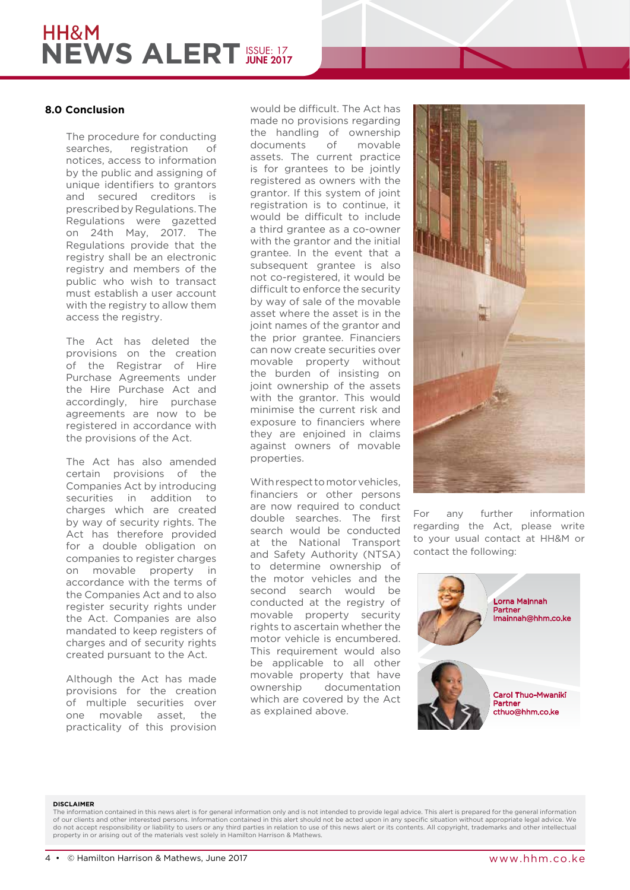### 8.0 Conclusion

The procedure for conducting searches, registration of notices, access to information by the public and assigning of unique identifiers to grantors and secured creditors is prescribed by Regulations. The Regulations were gazetted on 24th May, 2017. The Regulations provide that the registry shall be an electronic registry and members of the public who wish to transact must establish a user account with the registry to allow them access the registry.

The Act has deleted the provisions on the creation of the Registrar of Hire Purchase Agreements under the Hire Purchase Act and accordingly, hire purchase agreements are now to be registered in accordance with the provisions of the Act.

The Act has also amended certain provisions of the Companies Act by introducing securities in addition to charges which are created by way of security rights. The Act has therefore provided for a double obligation on companies to register charges on movable property in accordance with the terms of the Companies Act and to also register security rights under the Act. Companies are also mandated to keep registers of charges and of security rights created pursuant to the Act.

Although the Act has made provisions for the creation of multiple securities over one movable asset, the practicality of this provision would be difficult. The Act has made no provisions regarding the handling of ownership documents of movable assets. The current practice is for grantees to be jointly registered as owners with the grantor. If this system of joint registration is to continue, it would be difficult to include a third grantee as a co-owner with the grantor and the initial grantee. In the event that a subsequent grantee is also not co-registered, it would be difficult to enforce the security by way of sale of the movable asset where the asset is in the joint names of the grantor and the prior grantee. Financiers can now create securities over movable property without the burden of insisting on joint ownership of the assets with the grantor. This would minimise the current risk and exposure to financiers where they are enjoined in claims against owners of movable properties.

With respect to motor vehicles, financiers or other persons are now required to conduct double searches. The first search would be conducted at the National Transport and Safety Authority (NTSA) to determine ownership of the motor vehicles and the second search would be conducted at the registry of movable property security rights to ascertain whether the motor vehicle is encumbered. This requirement would also be applicable to all other movable property that have ownership documentation which are covered by the Act as explained above.

For any further information regarding the Act, please write to your usual contact at HH&M or contact the following:

Lorna Mainnah
Partner
lmainnah@hhm.co.ke

Carol Thuo-Mwaniki
Partner
cthuo@hhm.co.ke

**DISCLAIMER**
The information contained in this news alert is for general information only and is not intended to provide legal advice. This alert is prepared for the general information of our clients and other interested persons. Information contained in this alert should not be acted upon in any specific situation without appropriate legal advice. We do not accept responsibility or liability to users or any third parties in relation to use of this news alert or its contents. All copyright, trademarks and other intellectual property in or arising out of the materials vest solely in Hamilton Harrison & Mathews.